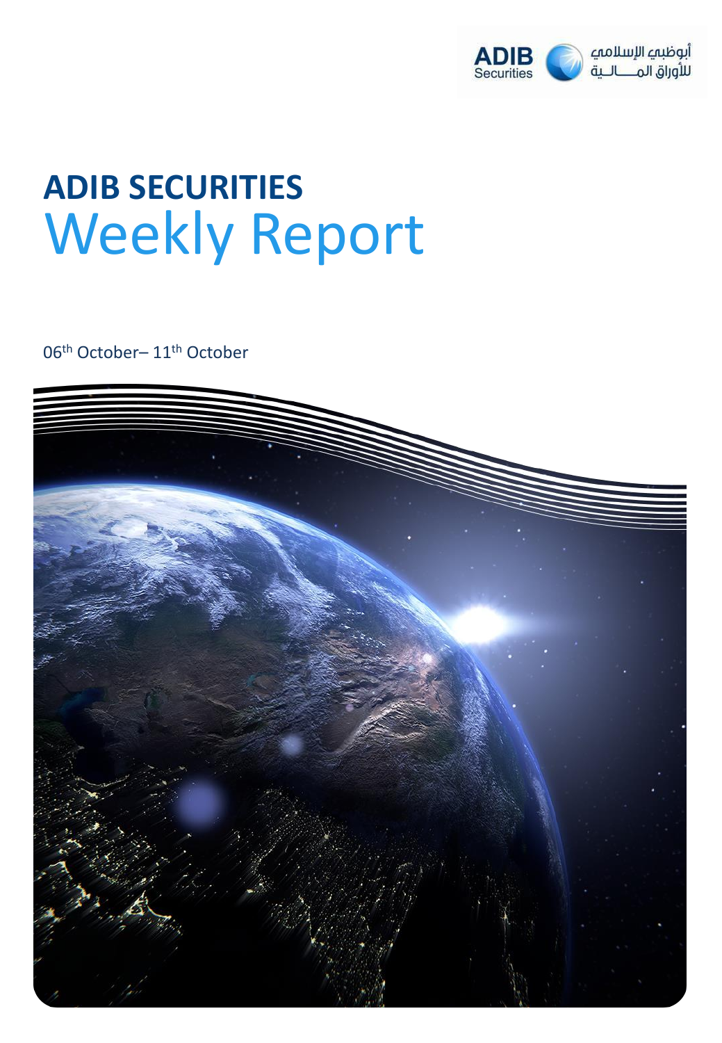ADIB Securities أبوظبي الإسلامي للأوراق المـــالـية

# ADIB SECURITIES
# Weekly Report

06th October– 11th October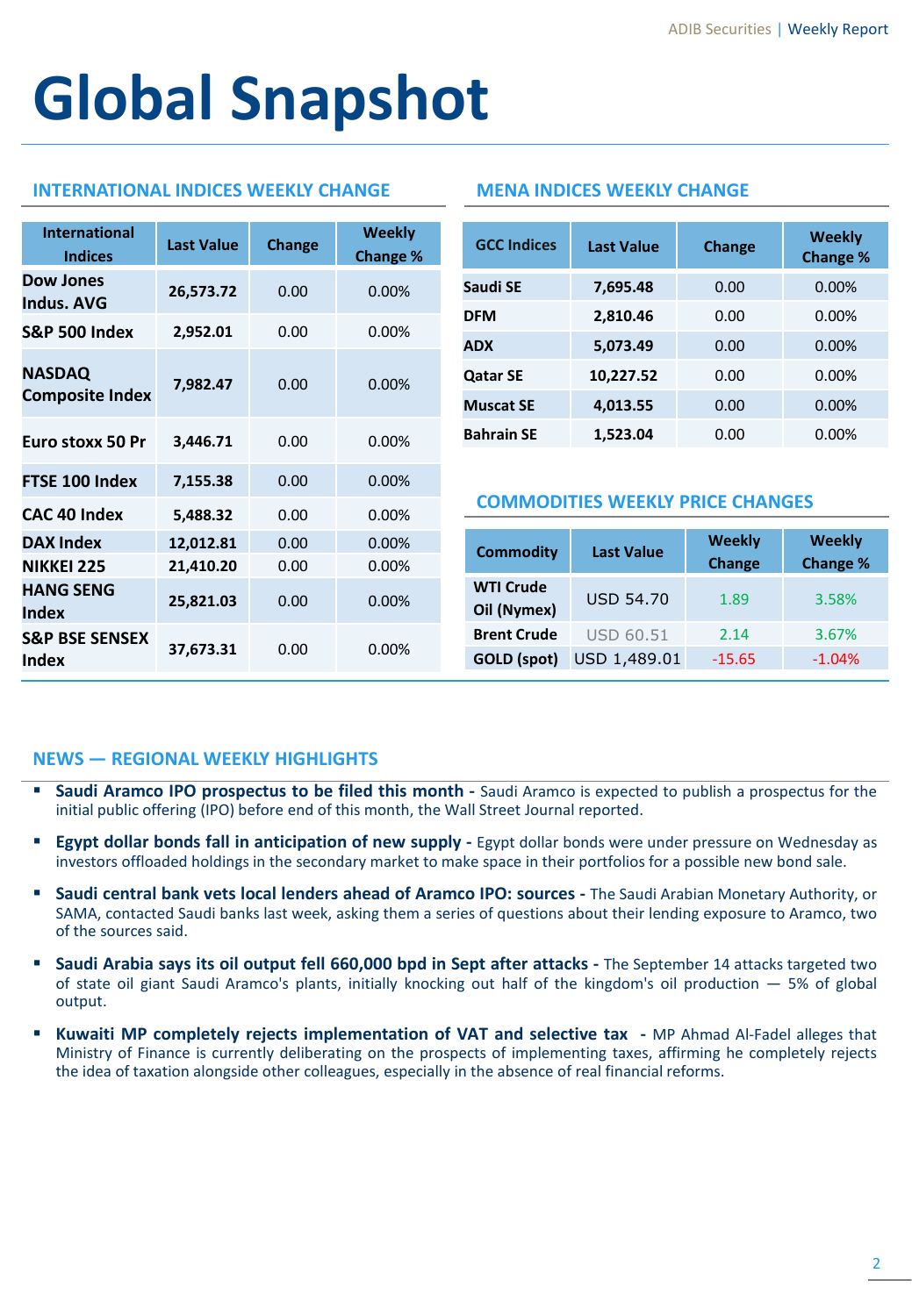# Global Snapshot

## INTERNATIONAL INDICES WEEKLY CHANGE

| International Indices | Last Value | Change | Weekly Change % |
|---|---|---|---|
| Dow Jones Indus. AVG | 26,573.72 | 0.00 | 0.00% |
| S&P 500 Index | 2,952.01 | 0.00 | 0.00% |
| NASDAQ Composite Index | 7,982.47 | 0.00 | 0.00% |
| Euro stoxx 50 Pr | 3,446.71 | 0.00 | 0.00% |
| FTSE 100 Index | 7,155.38 | 0.00 | 0.00% |
| CAC 40 Index | 5,488.32 | 0.00 | 0.00% |
| DAX Index | 12,012.81 | 0.00 | 0.00% |
| NIKKEI 225 | 21,410.20 | 0.00 | 0.00% |
| HANG SENG Index | 25,821.03 | 0.00 | 0.00% |
| S&P BSE SENSEX Index | 37,673.31 | 0.00 | 0.00% |

## MENA INDICES WEEKLY CHANGE

| GCC Indices | Last Value | Change | Weekly Change % |
|---|---|---|---|
| Saudi SE | 7,695.48 | 0.00 | 0.00% |
| DFM | 2,810.46 | 0.00 | 0.00% |
| ADX | 5,073.49 | 0.00 | 0.00% |
| Qatar SE | 10,227.52 | 0.00 | 0.00% |
| Muscat SE | 4,013.55 | 0.00 | 0.00% |
| Bahrain SE | 1,523.04 | 0.00 | 0.00% |

## COMMODITIES WEEKLY PRICE CHANGES

| Commodity | Last Value | Weekly Change | Weekly Change % |
|---|---|---|---|
| WTI Crude Oil (Nymex) | USD 54.70 | 1.89 | 3.58% |
| Brent Crude | USD 60.51 | 2.14 | 3.67% |
| GOLD (spot) | USD 1,489.01 | -15.65 | -1.04% |

## NEWS — REGIONAL WEEKLY HIGHLIGHTS

- **Saudi Aramco IPO prospectus to be filed this month -** Saudi Aramco is expected to publish a prospectus for the initial public offering (IPO) before end of this month, the Wall Street Journal reported.
- **Egypt dollar bonds fall in anticipation of new supply -** Egypt dollar bonds were under pressure on Wednesday as investors offloaded holdings in the secondary market to make space in their portfolios for a possible new bond sale.
- **Saudi central bank vets local lenders ahead of Aramco IPO: sources -** The Saudi Arabian Monetary Authority, or SAMA, contacted Saudi banks last week, asking them a series of questions about their lending exposure to Aramco, two of the sources said.
- **Saudi Arabia says its oil output fell 660,000 bpd in Sept after attacks -** The September 14 attacks targeted two of state oil giant Saudi Aramco's plants, initially knocking out half of the kingdom's oil production — 5% of global output.
- **Kuwaiti MP completely rejects implementation of VAT and selective tax -** MP Ahmad Al-Fadel alleges that Ministry of Finance is currently deliberating on the prospects of implementing taxes, affirming he completely rejects the idea of taxation alongside other colleagues, especially in the absence of real financial reforms.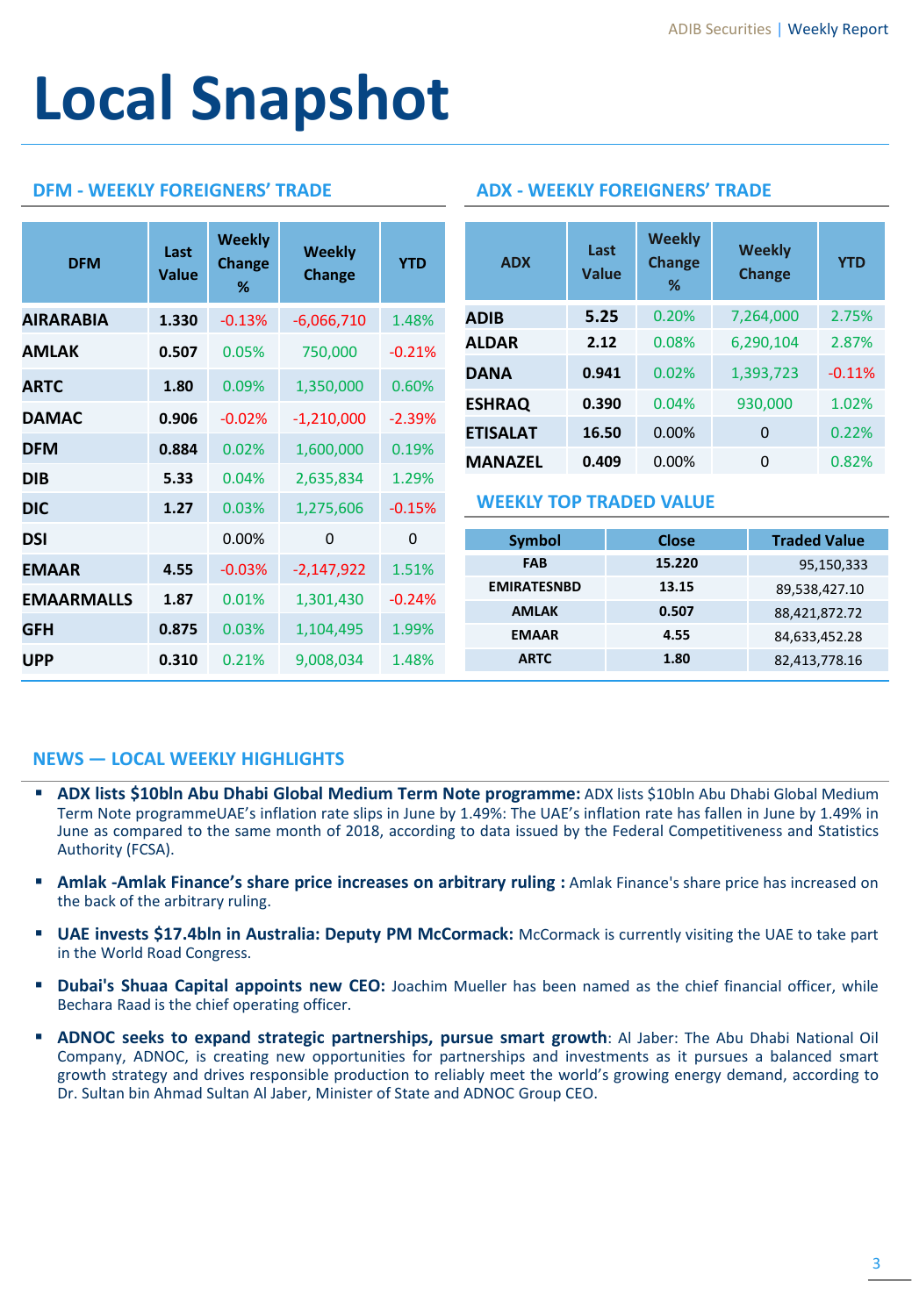# Local Snapshot

## DFM - WEEKLY FOREIGNERS' TRADE

| DFM | Last Value | Weekly Change % | Weekly Change | YTD |
|---|---|---|---|---|
| AIRARABIA | 1.330 | -0.13% | -6,066,710 | 1.48% |
| AMLAK | 0.507 | 0.05% | 750,000 | -0.21% |
| ARTC | 1.80 | 0.09% | 1,350,000 | 0.60% |
| DAMAC | 0.906 | -0.02% | -1,210,000 | -2.39% |
| DFM | 0.884 | 0.02% | 1,600,000 | 0.19% |
| DIB | 5.33 | 0.04% | 2,635,834 | 1.29% |
| DIC | 1.27 | 0.03% | 1,275,606 | -0.15% |
| DSI | | 0.00% | 0 | 0 |
| EMAAR | 4.55 | -0.03% | -2,147,922 | 1.51% |
| EMAARMALLS | 1.87 | 0.01% | 1,301,430 | -0.24% |
| GFH | 0.875 | 0.03% | 1,104,495 | 1.99% |
| UPP | 0.310 | 0.21% | 9,008,034 | 1.48% |

## ADX - WEEKLY FOREIGNERS' TRADE

| ADX | Last Value | Weekly Change % | Weekly Change | YTD |
|---|---|---|---|---|
| ADIB | 5.25 | 0.20% | 7,264,000 | 2.75% |
| ALDAR | 2.12 | 0.08% | 6,290,104 | 2.87% |
| DANA | 0.941 | 0.02% | 1,393,723 | -0.11% |
| ESHRAQ | 0.390 | 0.04% | 930,000 | 1.02% |
| ETISALAT | 16.50 | 0.00% | 0 | 0.22% |
| MANAZEL | 0.409 | 0.00% | 0 | 0.82% |

## WEEKLY TOP TRADED VALUE

| Symbol | Close | Traded Value |
|---|---|---|
| FAB | 15.220 | 95,150,333 |
| EMIRATESNBD | 13.15 | 89,538,427.10 |
| AMLAK | 0.507 | 88,421,872.72 |
| EMAAR | 4.55 | 84,633,452.28 |
| ARTC | 1.80 | 82,413,778.16 |

## NEWS — LOCAL WEEKLY HIGHLIGHTS

- **ADX lists $10bln Abu Dhabi Global Medium Term Note programme:** ADX lists $10bln Abu Dhabi Global Medium Term Note programmeUAE's inflation rate slips in June by 1.49%: The UAE's inflation rate has fallen in June by 1.49% in June as compared to the same month of 2018, according to data issued by the Federal Competitiveness and Statistics Authority (FCSA).

- **Amlak -Amlak Finance's share price increases on arbitrary ruling :** Amlak Finance's share price has increased on the back of the arbitrary ruling.

- **UAE invests $17.4bln in Australia: Deputy PM McCormack:** McCormack is currently visiting the UAE to take part in the World Road Congress.

- **Dubai's Shuaa Capital appoints new CEO:** Joachim Mueller has been named as the chief financial officer, while Bechara Raad is the chief operating officer.

- **ADNOC seeks to expand strategic partnerships, pursue smart growth**: Al Jaber: The Abu Dhabi National Oil Company, ADNOC, is creating new opportunities for partnerships and investments as it pursues a balanced smart growth strategy and drives responsible production to reliably meet the world's growing energy demand, according to Dr. Sultan bin Ahmad Sultan Al Jaber, Minister of State and ADNOC Group CEO.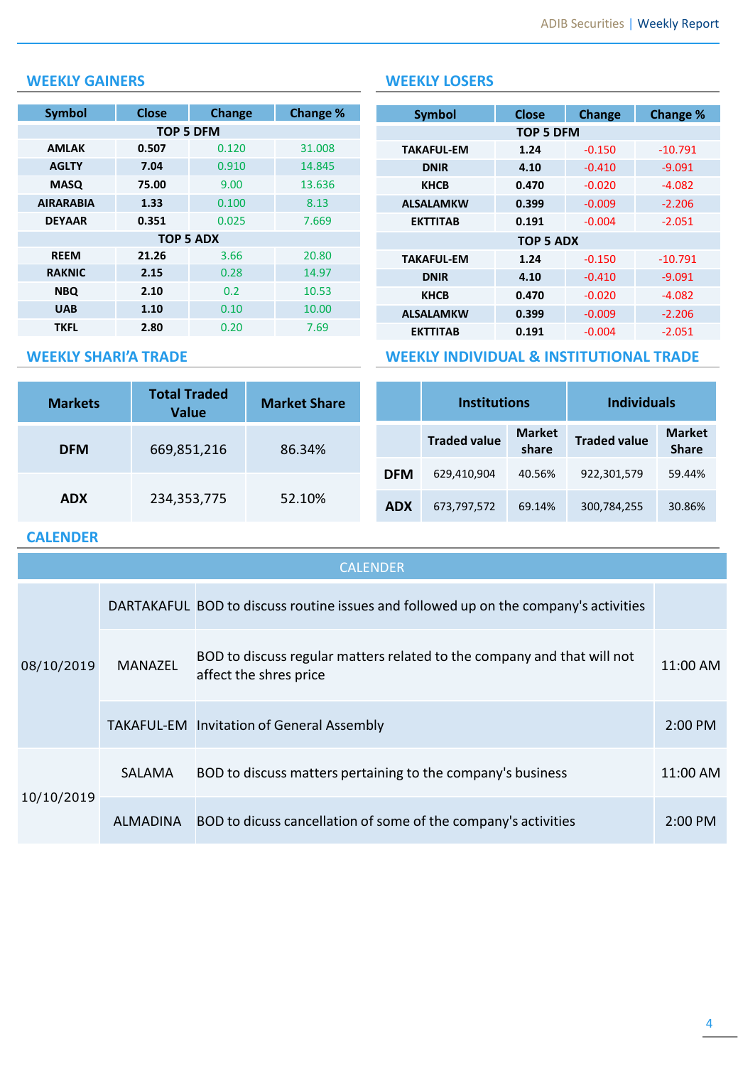## WEEKLY GAINERS

| Symbol | Close | Change | Change % |
|---|---|---|---|
| TOP 5 DFM | | | |
| AMLAK | 0.507 | 0.120 | 31.008 |
| AGLTY | 7.04 | 0.910 | 14.845 |
| MASQ | 75.00 | 9.00 | 13.636 |
| AIRARABIA | 1.33 | 0.100 | 8.13 |
| DEYAAR | 0.351 | 0.025 | 7.669 |
| TOP 5 ADX | | | |
| REEM | 21.26 | 3.66 | 20.80 |
| RAKNIC | 2.15 | 0.28 | 14.97 |
| NBQ | 2.10 | 0.2 | 10.53 |
| UAB | 1.10 | 0.10 | 10.00 |
| TKFL | 2.80 | 0.20 | 7.69 |

## WEEKLY LOSERS

| Symbol | Close | Change | Change % |
|---|---|---|---|
| TOP 5 DFM | | | |
| TAKAFUL-EM | 1.24 | -0.150 | -10.791 |
| DNIR | 4.10 | -0.410 | -9.091 |
| KHCB | 0.470 | -0.020 | -4.082 |
| ALSALAMKW | 0.399 | -0.009 | -2.206 |
| EKTTITAB | 0.191 | -0.004 | -2.051 |
| TOP 5 ADX | | | |
| TAKAFUL-EM | 1.24 | -0.150 | -10.791 |
| DNIR | 4.10 | -0.410 | -9.091 |
| KHCB | 0.470 | -0.020 | -4.082 |
| ALSALAMKW | 0.399 | -0.009 | -2.206 |
| EKTTITAB | 0.191 | -0.004 | -2.051 |

## WEEKLY SHARI'A TRADE

| Markets | Total Traded Value | Market Share |
|---|---|---|
| DFM | 669,851,216 | 86.34% |
| ADX | 234,353,775 | 52.10% |

## WEEKLY INDIVIDUAL & INSTITUTIONAL TRADE

| | Institutions | | Individuals | |
|---|---|---|---|---|
| | Traded value | Market share | Traded value | Market Share |
| DFM | 629,410,904 | 40.56% | 922,301,579 | 59.44% |
| ADX | 673,797,572 | 69.14% | 300,784,255 | 30.86% |

## CALENDER

| CALENDER | | | |
|---|---|---|---|
| 08/10/2019 | DARTAKAFUL | BOD to discuss routine issues and followed up on the company's activities | |
| | MANAZEL | BOD to discuss regular matters related to the company and that will not affect the shres price | 11:00 AM |
| | TAKAFUL-EM | Invitation of General Assembly | 2:00 PM |
| 10/10/2019 | SALAMA | BOD to discuss matters pertaining to the company's business | 11:00 AM |
| | ALMADINA | BOD to dicuss cancellation of some of the company's activities | 2:00 PM |